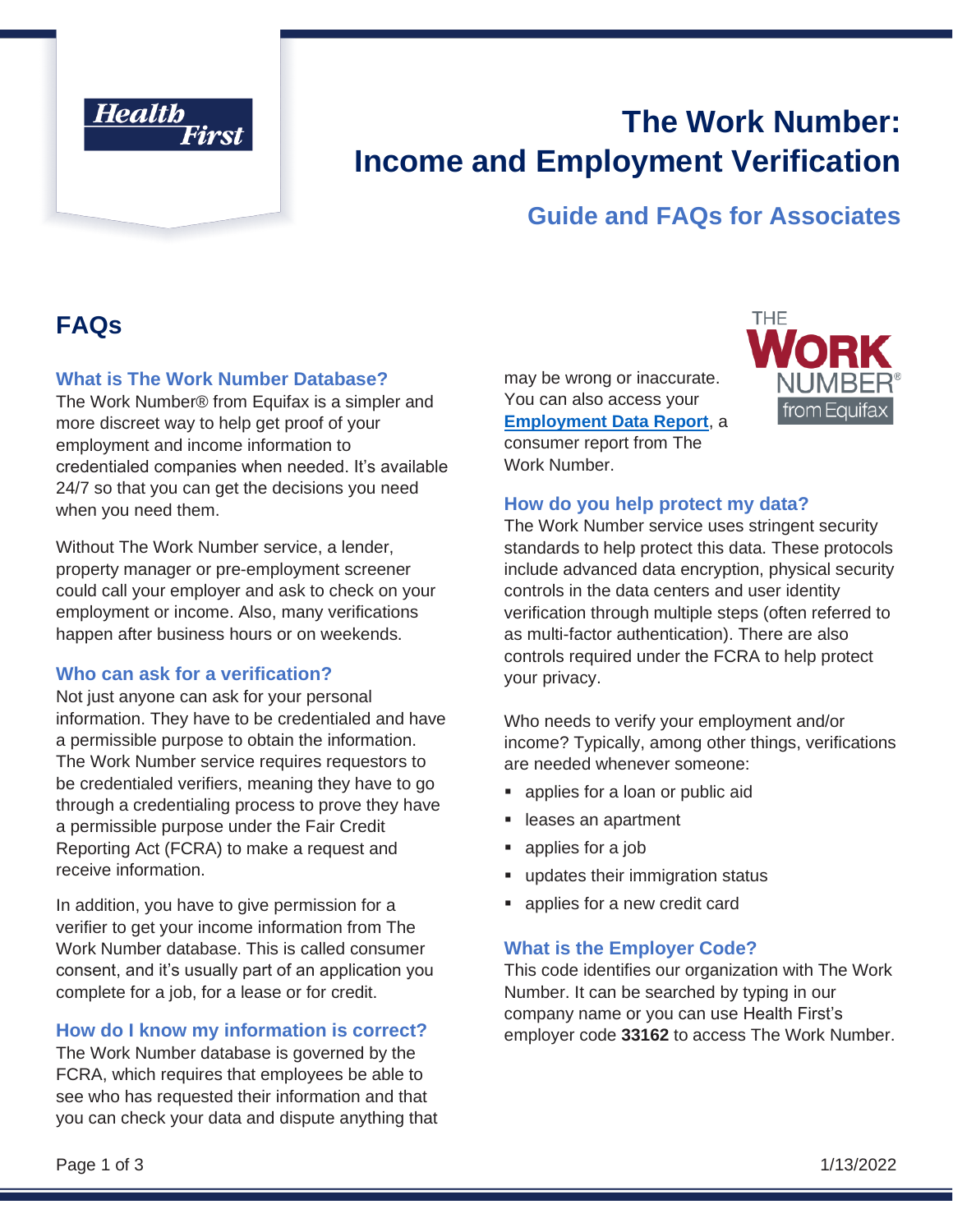# The Work Number: Income and Employment Verification

## Guide and FAQs for Associates

## FAQs

### What is The Work Number Database?

The Work Number® from Equifax is a simpler and more discreet way to help get proof of your employment and income information to credentialed companies when needed. It's available 24/7 so that you can get the decisions you need when you need them.

Without The Work Number service, a lender, property manager or pre-employment screener could call your employer and ask to check on your employment or income. Also, many verifications happen after business hours or on weekends.

### Who can ask for a verification?

Not just anyone can ask for your personal information. They have to be credentialed and have a permissible purpose to obtain the information. The Work Number service requires requestors to be credentialed verifiers, meaning they have to go through a credentialing process to prove they have a permissible purpose under the Fair Credit Reporting Act (FCRA) to make a request and receive information.

In addition, you have to give permission for a verifier to get your income information from The Work Number database. This is called consumer consent, and it's usually part of an application you complete for a job, for a lease or for credit.

### How do I know my information is correct?

The Work Number database is governed by the FCRA, which requires that employees be able to see who has requested their information and that you can check your data and dispute anything that may be wrong or inaccurate. You can also access your **Employment Data Report**, a consumer report from The Work Number.

### How do you help protect my data?

The Work Number service uses stringent security standards to help protect this data. These protocols include advanced data encryption, physical security controls in the data centers and user identity verification through multiple steps (often referred to as multi-factor authentication). There are also controls required under the FCRA to help protect your privacy.

Who needs to verify your employment and/or income? Typically, among other things, verifications are needed whenever someone:

- applies for a loan or public aid
- leases an apartment
- applies for a job
- updates their immigration status
- applies for a new credit card

### What is the Employer Code?

This code identifies our organization with The Work Number. It can be searched by typing in our company name or you can use Health First's employer code **33162** to access The Work Number.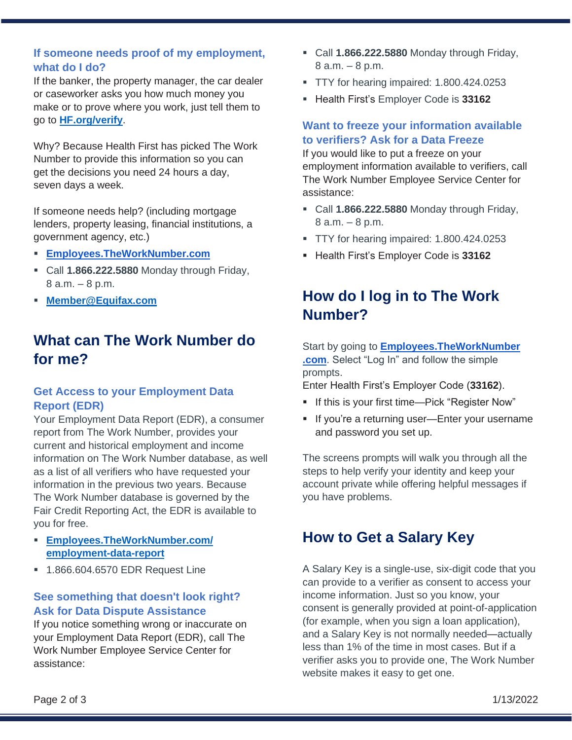### If someone needs proof of my employment, what do I do?

If the banker, the property manager, the car dealer or caseworker asks you how much money you make or to prove where you work, just tell them to go to **HF.org/verify**.

Why? Because Health First has picked The Work Number to provide this information so you can get the decisions you need 24 hours a day, seven days a week.

If someone needs help? (including mortgage lenders, property leasing, financial institutions, a government agency, etc.)

- **Employees.TheWorkNumber.com**
- Call **1.866.222.5880** Monday through Friday, 8 a.m. – 8 p.m.
- **Member@Equifax.com**

## What can The Work Number do for me?

### Get Access to your Employment Data Report (EDR)

Your Employment Data Report (EDR), a consumer report from The Work Number, provides your current and historical employment and income information on The Work Number database, as well as a list of all verifiers who have requested your information in the previous two years. Because The Work Number database is governed by the Fair Credit Reporting Act, the EDR is available to you for free.

- **Employees.TheWorkNumber.com/employment-data-report**
- 1.866.604.6570 EDR Request Line

### See something that doesn't look right? Ask for Data Dispute Assistance

If you notice something wrong or inaccurate on your Employment Data Report (EDR), call The Work Number Employee Service Center for assistance:

- Call **1.866.222.5880** Monday through Friday, 8 a.m. – 8 p.m.
- TTY for hearing impaired: 1.800.424.0253
- Health First's Employer Code is **33162**

### Want to freeze your information available to verifiers? Ask for a Data Freeze

If you would like to put a freeze on your employment information available to verifiers, call The Work Number Employee Service Center for assistance:

- Call **1.866.222.5880** Monday through Friday, 8 a.m. – 8 p.m.
- TTY for hearing impaired: 1.800.424.0253
- Health First's Employer Code is **33162**

## How do I log in to The Work Number?

Start by going to **Employees.TheWorkNumber.com**. Select "Log In" and follow the simple prompts.
Enter Health First's Employer Code (**33162**).

- If this is your first time—Pick "Register Now"
- If you're a returning user—Enter your username and password you set up.

The screens prompts will walk you through all the steps to help verify your identity and keep your account private while offering helpful messages if you have problems.

## How to Get a Salary Key

A Salary Key is a single-use, six-digit code that you can provide to a verifier as consent to access your income information. Just so you know, your consent is generally provided at point-of-application (for example, when you sign a loan application), and a Salary Key is not normally needed—actually less than 1% of the time in most cases. But if a verifier asks you to provide one, The Work Number website makes it easy to get one.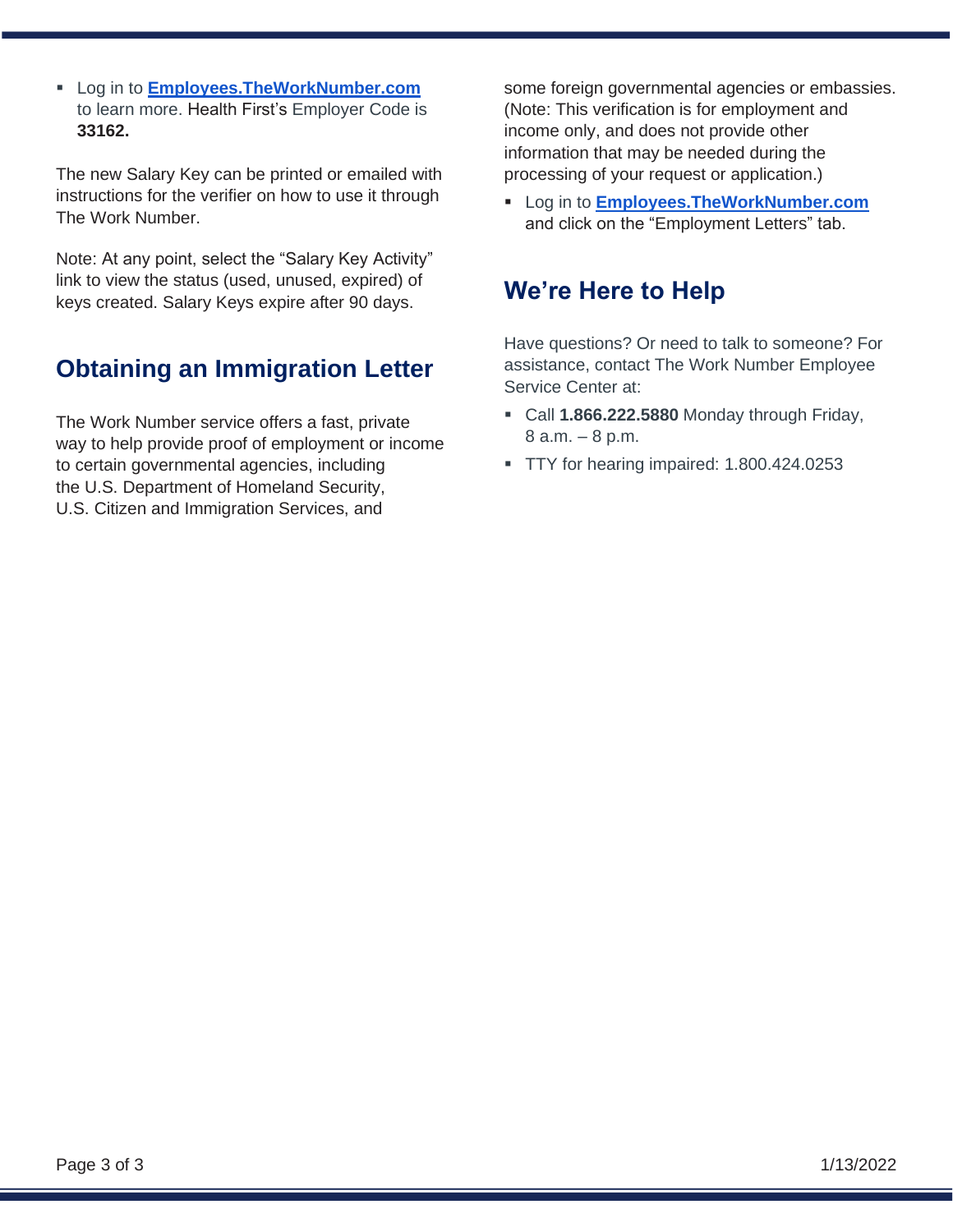- Log in to **Employees.TheWorkNumber.com** to learn more. Health First's Employer Code is **33162.**

The new Salary Key can be printed or emailed with instructions for the verifier on how to use it through The Work Number.

Note: At any point, select the "Salary Key Activity" link to view the status (used, unused, expired) of keys created. Salary Keys expire after 90 days.

## Obtaining an Immigration Letter

The Work Number service offers a fast, private way to help provide proof of employment or income to certain governmental agencies, including the U.S. Department of Homeland Security, U.S. Citizen and Immigration Services, and some foreign governmental agencies or embassies. (Note: This verification is for employment and income only, and does not provide other information that may be needed during the processing of your request or application.)

- Log in to **Employees.TheWorkNumber.com** and click on the "Employment Letters" tab.

## We're Here to Help

Have questions? Or need to talk to someone? For assistance, contact The Work Number Employee Service Center at:

- Call **1.866.222.5880** Monday through Friday, 8 a.m. – 8 p.m.
- TTY for hearing impaired: 1.800.424.0253

1/13/2022